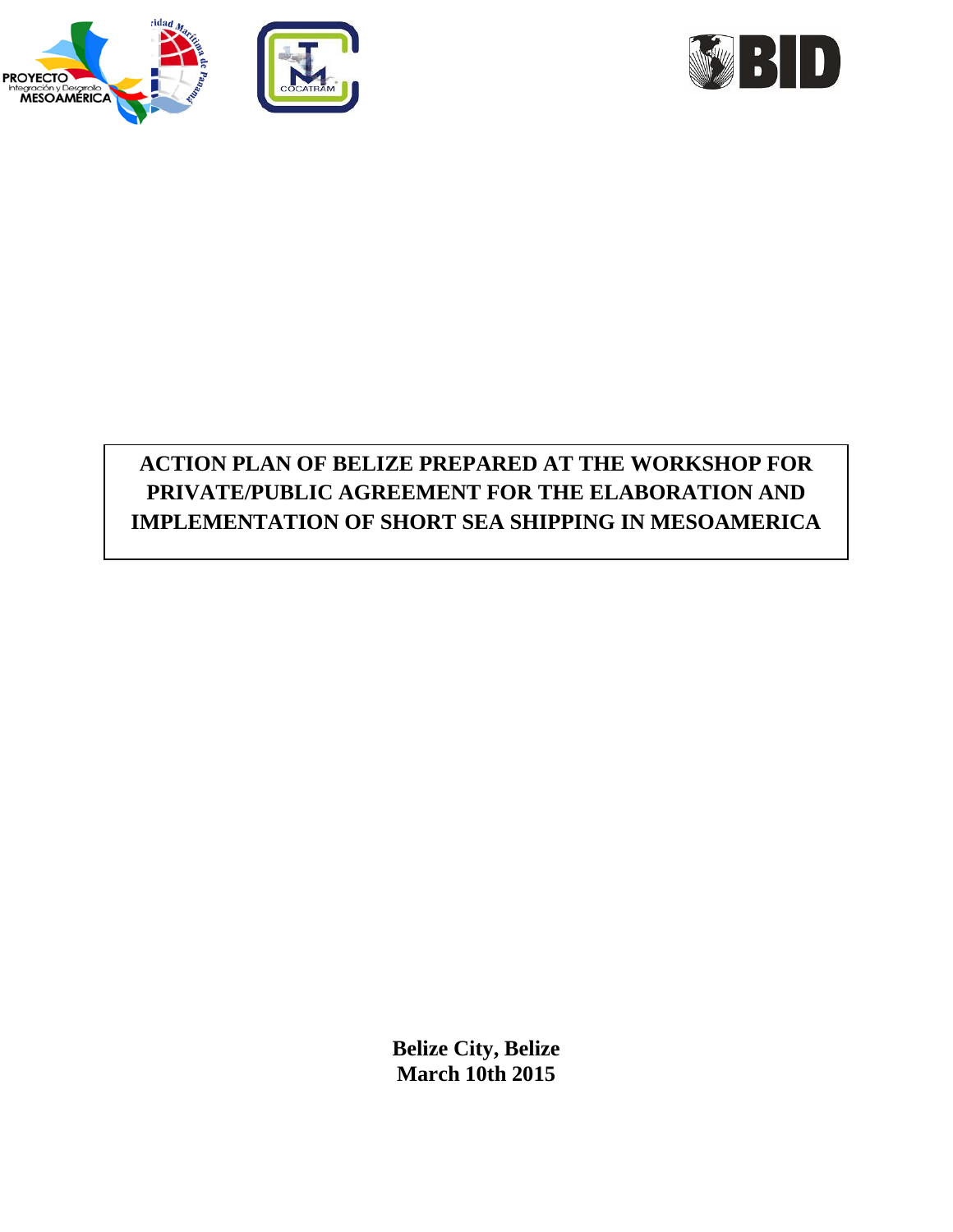# ACTION PLAN OF BELIZE PREPARED AT THE WORKSHOP FOR PRIVATE/PUBLIC AGREEMENT FOR THE ELABORATION AND IMPLEMENTATION OF SHORT SEA SHIPPING IN MESOAMERICA

**Belize City, Belize**
**March 10th 2015**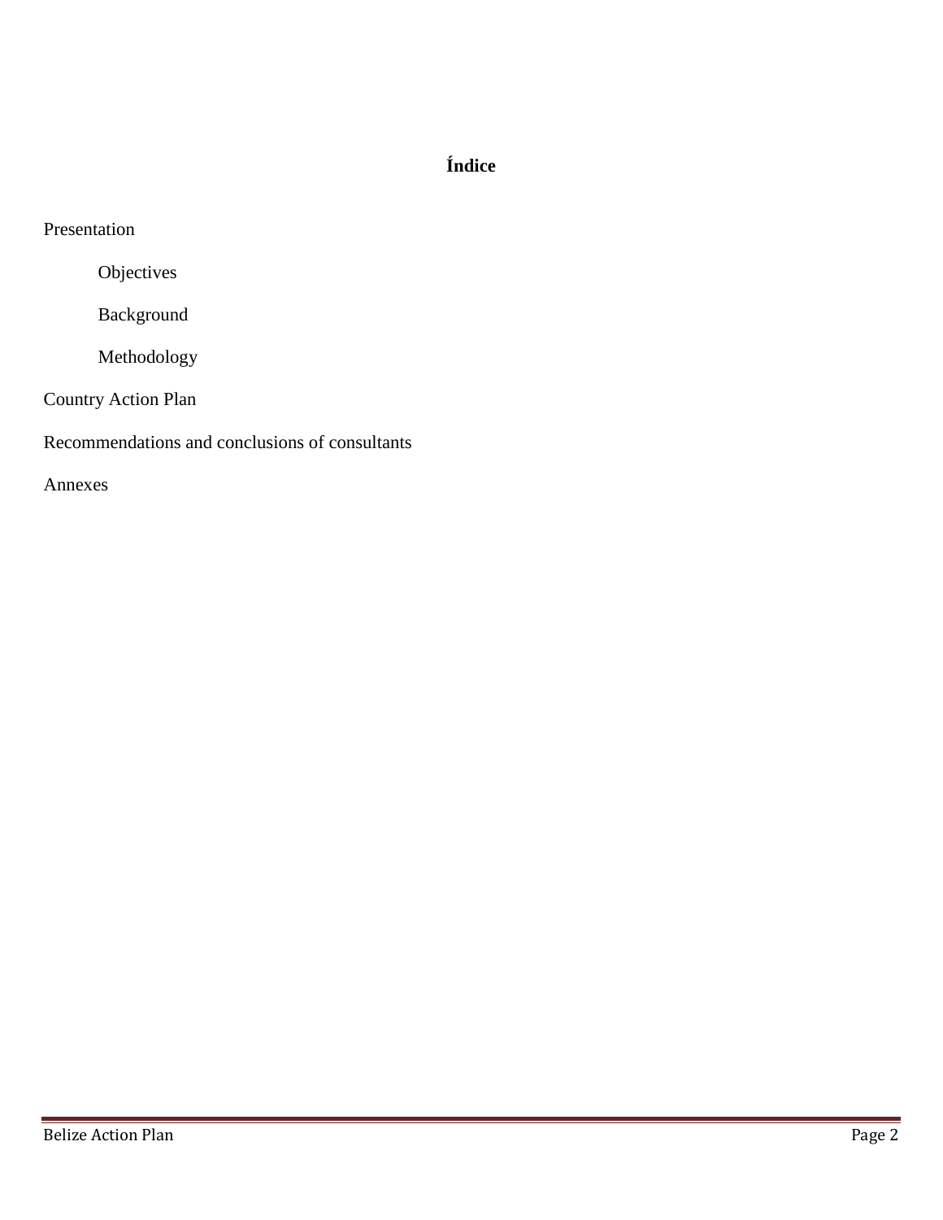# Índice

Presentation

- Objectives
- Background
- Methodology

Country Action Plan

Recommendations and conclusions of consultants

Annexes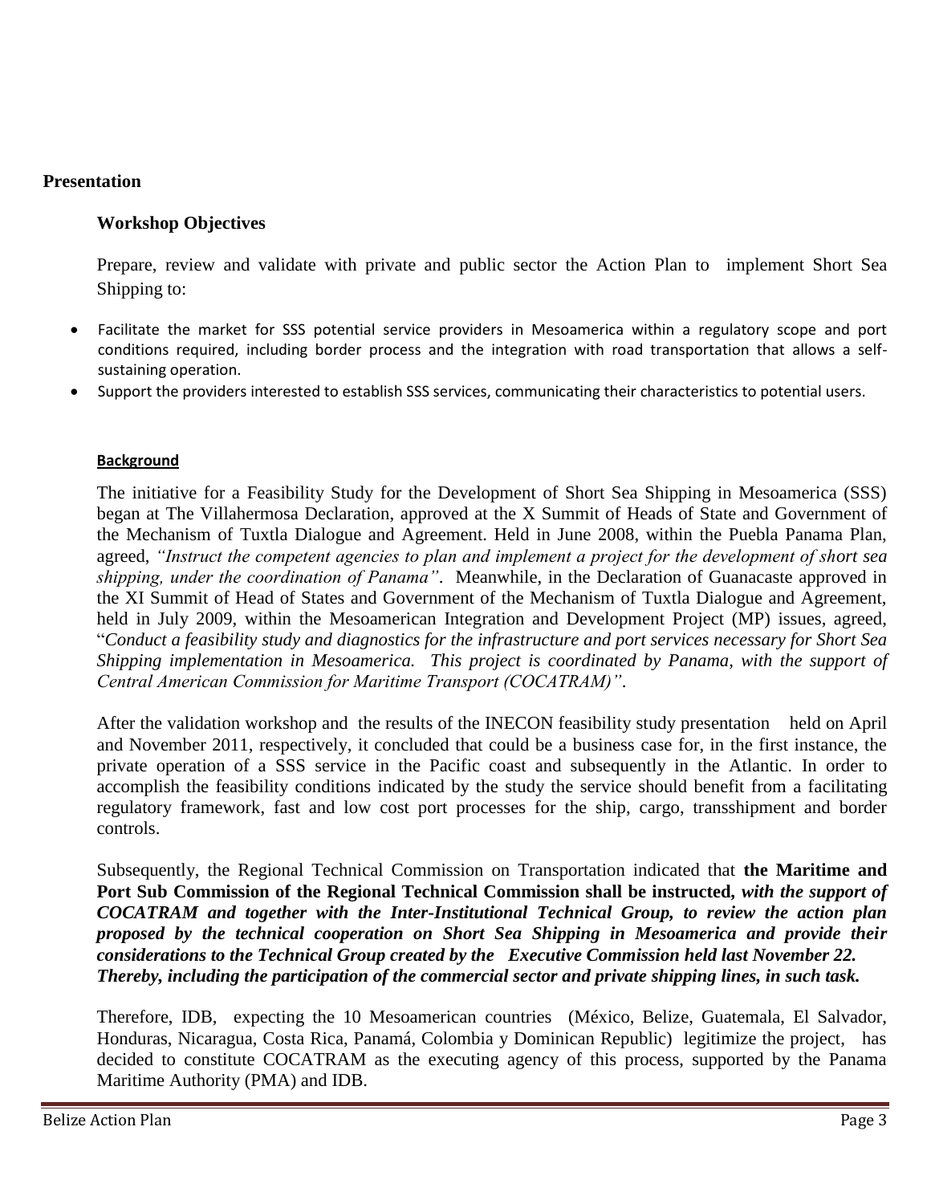## Presentation

### Workshop Objectives

Prepare, review and validate with private and public sector the Action Plan to implement Short Sea Shipping to:

- Facilitate the market for SSS potential service providers in Mesoamerica within a regulatory scope and port conditions required, including border process and the integration with road transportation that allows a self-sustaining operation.
- Support the providers interested to establish SSS services, communicating their characteristics to potential users.

#### Background

The initiative for a Feasibility Study for the Development of Short Sea Shipping in Mesoamerica (SSS) began at The Villahermosa Declaration, approved at the X Summit of Heads of State and Government of the Mechanism of Tuxtla Dialogue and Agreement. Held in June 2008, within the Puebla Panama Plan, agreed, *"Instruct the competent agencies to plan and implement a project for the development of short sea shipping, under the coordination of Panama"*. Meanwhile, in the Declaration of Guanacaste approved in the XI Summit of Head of States and Government of the Mechanism of Tuxtla Dialogue and Agreement, held in July 2009, within the Mesoamerican Integration and Development Project (MP) issues, agreed, "*Conduct a feasibility study and diagnostics for the infrastructure and port services necessary for Short Sea Shipping implementation in Mesoamerica. This project is coordinated by Panama, with the support of Central American Commission for Maritime Transport (COCATRAM)"*.

After the validation workshop and the results of the INECON feasibility study presentation held on April and November 2011, respectively, it concluded that could be a business case for, in the first instance, the private operation of a SSS service in the Pacific coast and subsequently in the Atlantic. In order to accomplish the feasibility conditions indicated by the study the service should benefit from a facilitating regulatory framework, fast and low cost port processes for the ship, cargo, transshipment and border controls.

Subsequently, the Regional Technical Commission on Transportation indicated that **the Maritime and Port Sub Commission of the Regional Technical Commission shall be instructed,** ***with the support of COCATRAM and together with the Inter-Institutional Technical Group, to review the action plan proposed by the technical cooperation on Short Sea Shipping in Mesoamerica and provide their considerations to the Technical Group created by the Executive Commission held last November 22. Thereby, including the participation of the commercial sector and private shipping lines, in such task.***

Therefore, IDB, expecting the 10 Mesoamerican countries (México, Belize, Guatemala, El Salvador, Honduras, Nicaragua, Costa Rica, Panamá, Colombia y Dominican Republic) legitimize the project, has decided to constitute COCATRAM as the executing agency of this process, supported by the Panama Maritime Authority (PMA) and IDB.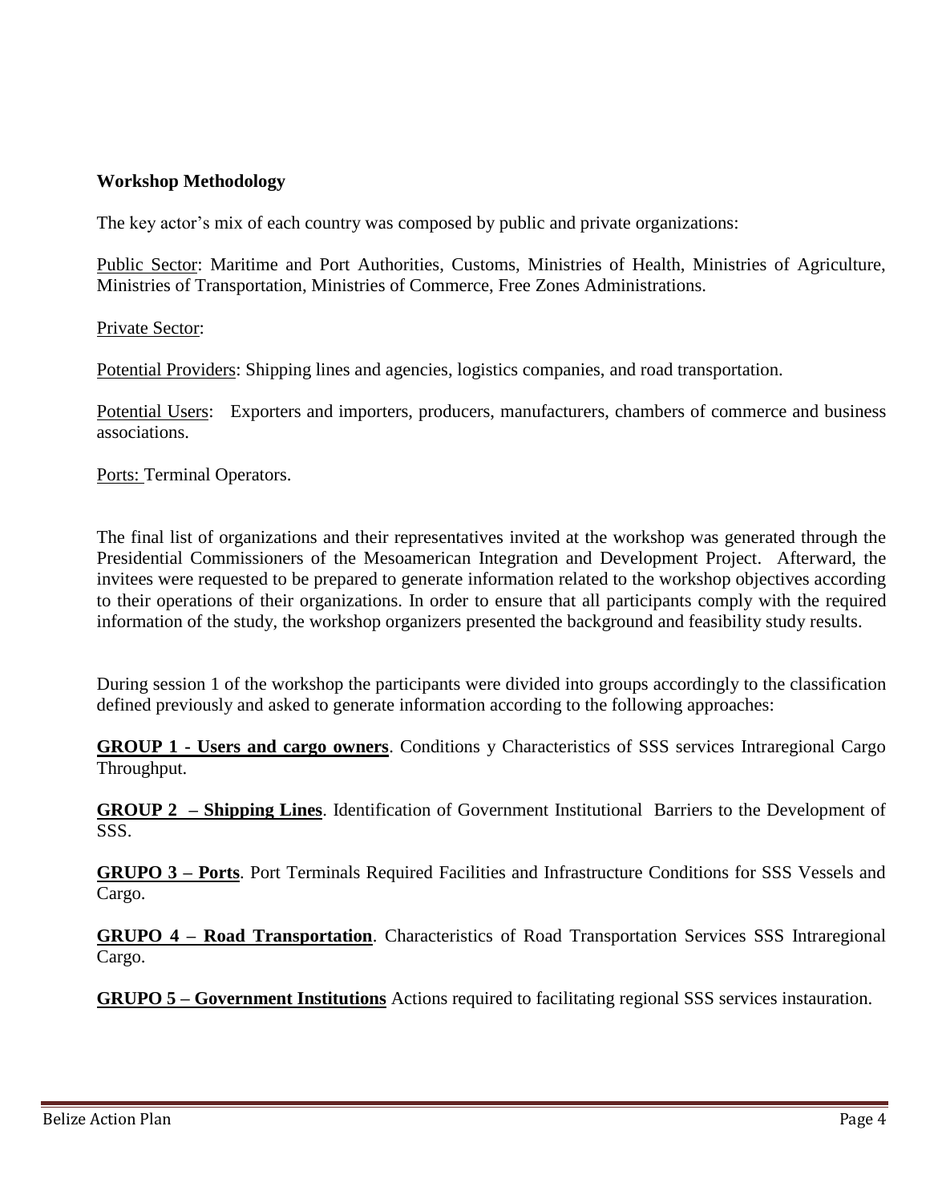**Workshop Methodology**

The key actor's mix of each country was composed by public and private organizations:

Public Sector: Maritime and Port Authorities, Customs, Ministries of Health, Ministries of Agriculture, Ministries of Transportation, Ministries of Commerce, Free Zones Administrations.

Private Sector:

Potential Providers: Shipping lines and agencies, logistics companies, and road transportation.

Potential Users: Exporters and importers, producers, manufacturers, chambers of commerce and business associations.

Ports: Terminal Operators.

The final list of organizations and their representatives invited at the workshop was generated through the Presidential Commissioners of the Mesoamerican Integration and Development Project. Afterward, the invitees were requested to be prepared to generate information related to the workshop objectives according to their operations of their organizations. In order to ensure that all participants comply with the required information of the study, the workshop organizers presented the background and feasibility study results.

During session 1 of the workshop the participants were divided into groups accordingly to the classification defined previously and asked to generate information according to the following approaches:

**GROUP 1 - Users and cargo owners**. Conditions y Characteristics of SSS services Intraregional Cargo Throughput.

**GROUP 2 – Shipping Lines**. Identification of Government Institutional Barriers to the Development of SSS.

**GRUPO 3 – Ports**. Port Terminals Required Facilities and Infrastructure Conditions for SSS Vessels and Cargo.

**GRUPO 4 – Road Transportation**. Characteristics of Road Transportation Services SSS Intraregional Cargo.

**GRUPO 5 – Government Institutions** Actions required to facilitating regional SSS services instauration.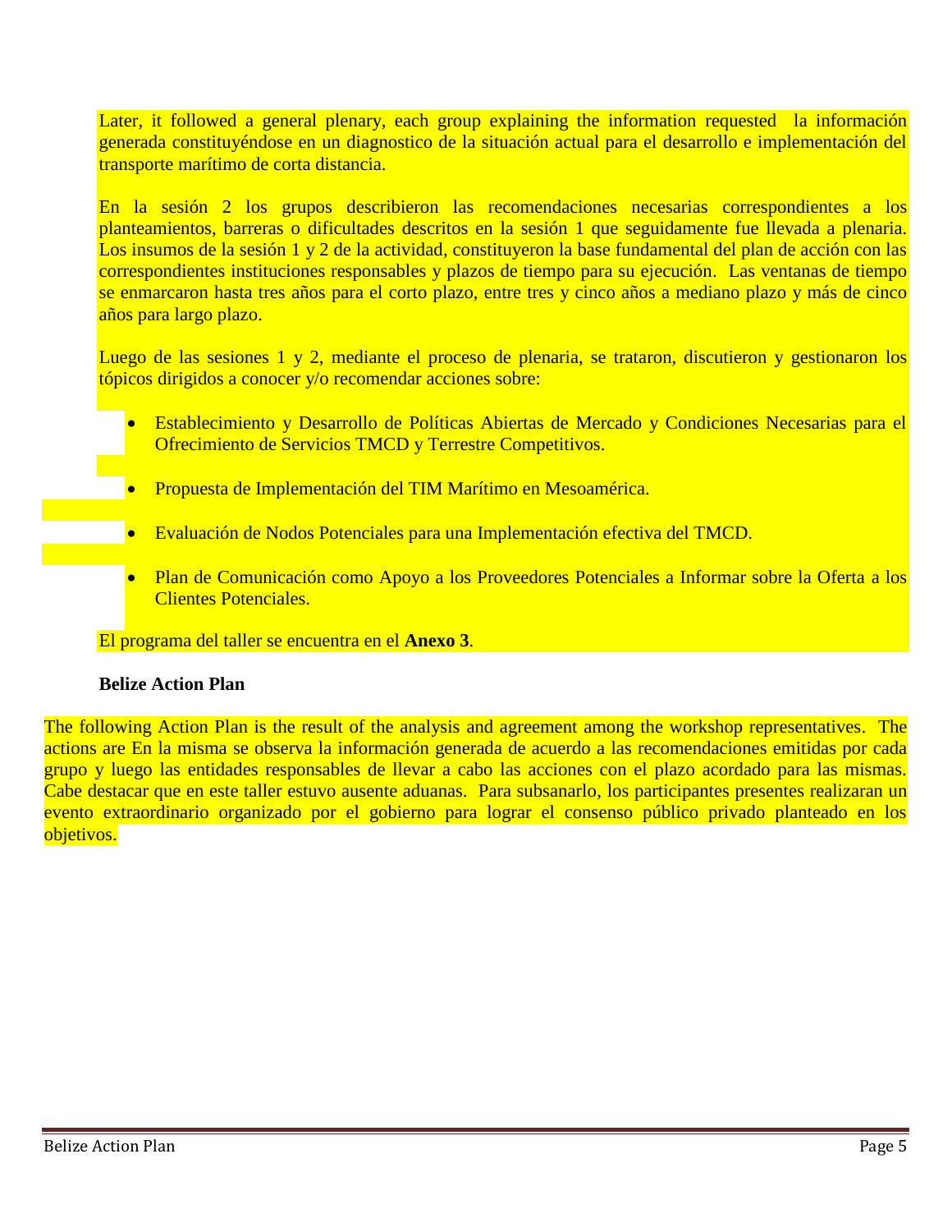Later, it followed a general plenary, each group explaining the information requested la información generada constituyéndose en un diagnostico de la situación actual para el desarrollo e implementación del transporte marítimo de corta distancia.

En la sesión 2 los grupos describieron las recomendaciones necesarias correspondientes a los planteamientos, barreras o dificultades descritos en la sesión 1 que seguidamente fue llevada a plenaria. Los insumos de la sesión 1 y 2 de la actividad, constituyeron la base fundamental del plan de acción con las correspondientes instituciones responsables y plazos de tiempo para su ejecución. Las ventanas de tiempo se enmarcaron hasta tres años para el corto plazo, entre tres y cinco años a mediano plazo y más de cinco años para largo plazo.

Luego de las sesiones 1 y 2, mediante el proceso de plenaria, se trataron, discutieron y gestionaron los tópicos dirigidos a conocer y/o recomendar acciones sobre:

- Establecimiento y Desarrollo de Políticas Abiertas de Mercado y Condiciones Necesarias para el Ofrecimiento de Servicios TMCD y Terrestre Competitivos.
- Propuesta de Implementación del TIM Marítimo en Mesoamérica.
- Evaluación de Nodos Potenciales para una Implementación efectiva del TMCD.
- Plan de Comunicación como Apoyo a los Proveedores Potenciales a Informar sobre la Oferta a los Clientes Potenciales.

El programa del taller se encuentra en el **Anexo 3**.

**Belize Action Plan**

The following Action Plan is the result of the analysis and agreement among the workshop representatives. The actions are En la misma se observa la información generada de acuerdo a las recomendaciones emitidas por cada grupo y luego las entidades responsables de llevar a cabo las acciones con el plazo acordado para las mismas. Cabe destacar que en este taller estuvo ausente aduanas. Para subsanarlo, los participantes presentes realizaran un evento extraordinario organizado por el gobierno para lograr el consenso público privado planteado en los objetivos.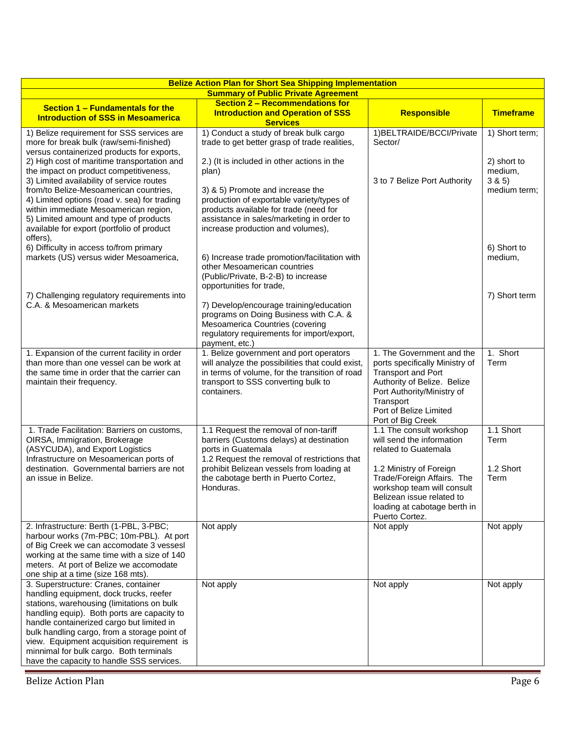| Belize Action Plan for Short Sea Shipping Implementation | | | |
|---|---|---|---|
| **Summary of Public Private Agreement** | | | |
| **Section 1 – Fundamentals for the Introduction of SSS in Mesoamerica** | **Section 2 – Recommendations for Introduction and Operation of SSS Services** | **Responsible** | **Timeframe** |
| 1) Belize requirement for SSS services are more for break bulk (raw/semi-finished) versus containerized products for exports,<br>2) High cost of maritime transportation and the impact on product competitiveness,<br>3) Limited availability of service routes from/to Belize-Mesoamerican countries,<br>4) Limited options (road v. sea) for trading within immediate Mesoamerican region,<br>5) Limited amount and type of products available for export (portfolio of product offers),<br>6) Difficulty in access to/from primary markets (US) versus wider Mesoamerica,<br>7) Challenging regulatory requirements into C.A. & Mesoamerican markets | 1) Conduct a study of break bulk cargo trade to get better grasp of trade realities,<br>2.) (It is included in other actions in the plan)<br>3) & 5) Promote and increase the production of exportable variety/types of products available for trade (need for assistance in sales/marketing in order to increase production and volumes),<br>6) Increase trade promotion/facilitation with other Mesoamerican countries (Public/Private, B-2-B) to increase opportunities for trade,<br>7) Develop/encourage training/education programs on Doing Business with C.A. & Mesoamerica Countries (covering regulatory requirements for import/export, payment, etc.) | 1)BELTRAIDE/BCCI/Private Sector/<br>3 to 7 Belize Port Authority | 1) Short term;<br>2) short to medium,<br>3 & 5) medium term;<br>6) Short to medium,<br>7) Short term |
| 1. Expansion of the current facility in order than more than one vessel can be work at the same time in order that the carrier can maintain their frequency. | 1. Belize government and port operators will analyze the possibilities that could exist, in terms of volume, for the transition of road transport to SSS converting bulk to containers. | 1. The Government and the ports specifically Ministry of Transport and Port Authority of Belize. Belize Port Authority/Ministry of Transport<br>Port of Belize Limited<br>Port of Big Creek | 1. Short Term |
| 1. Trade Facilitation: Barriers on customs, OIRSA, Immigration, Brokerage (ASYCUDA), and Export Logistics Infrastructure on Mesoamerican ports of destination. Governmental barriers are not an issue in Belize. | 1.1 Request the removal of non-tariff barriers (Customs delays) at destination ports in Guatemala<br>1.2 Request the removal of restrictions that prohibit Belizean vessels from loading at the cabotage berth in Puerto Cortez, Honduras. | 1.1 The consult workshop will send the information related to Guatemala<br>1.2 Ministry of Foreign Trade/Foreign Affairs. The workshop team will consult Belizean issue related to loading at cabotage berth in Puerto Cortez. | 1.1 Short Term<br>1.2 Short Term |
| 2. Infrastructure: Berth (1-PBL, 3-PBC; harbour works (7m-PBC; 10m-PBL). At port of Big Creek we can accomodate 3 vessesl working at the same time with a size of 140 meters. At port of Belize we accomodate one ship at a time (size 168 mts). | Not apply | Not apply | Not apply |
| 3. Superstructure: Cranes, container handling equipment, dock trucks, reefer stations, warehousing (limitations on bulk handling equip). Both ports are capacity to handle containerized cargo but limited in bulk handling cargo, from a storage point of view. Equipment acquisition requirement is minimal for bulk cargo. Both terminals have the capacity to handle SSS services. | Not apply | Not apply | Not apply |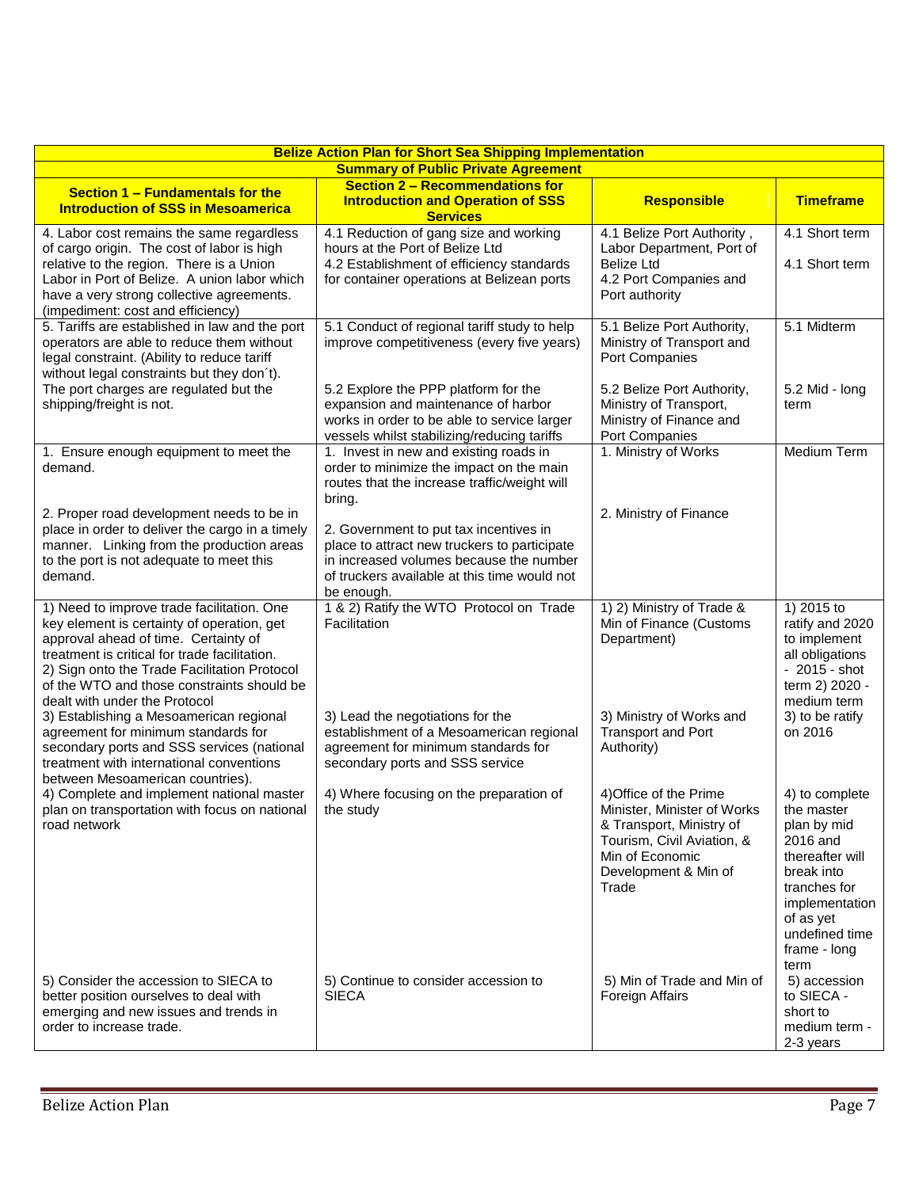| Belize Action Plan for Short Sea Shipping Implementation | | | |
|---|---|---|---|
| Summary of Public Private Agreement | | | |
| **Section 1 – Fundamentals for the Introduction of SSS in Mesoamerica** | **Section 2 – Recommendations for Introduction and Operation of SSS Services** | **Responsible** | **Timeframe** |
| 4. Labor cost remains the same regardless of cargo origin. The cost of labor is high relative to the region. There is a Union Labor in Port of Belize. A union labor which have a very strong collective agreements. (impediment: cost and efficiency) | 4.1 Reduction of gang size and working hours at the Port of Belize Ltd<br>4.2 Establishment of efficiency standards for container operations at Belizean ports | 4.1 Belize Port Authority , Labor Department, Port of Belize Ltd<br>4.2 Port Companies and Port authority | 4.1 Short term<br><br>4.1 Short term |
| 5. Tariffs are established in law and the port operators are able to reduce them without legal constraint. (Ability to reduce tariff without legal constraints but they don´t). The port charges are regulated but the shipping/freight is not. | 5.1 Conduct of regional tariff study to help improve competitiveness (every five years)<br><br>5.2 Explore the PPP platform for the expansion and maintenance of harbor works in order to be able to service larger vessels whilst stabilizing/reducing tariffs | 5.1 Belize Port Authority, Ministry of Transport and Port Companies<br><br>5.2 Belize Port Authority, Ministry of Transport, Ministry of Finance and Port Companies | 5.1 Midterm<br><br>5.2 Mid - long term |
| 1. Ensure enough equipment to meet the demand.<br><br>2. Proper road development needs to be in place in order to deliver the cargo in a timely manner. Linking from the production areas to the port is not adequate to meet this demand. | 1. Invest in new and existing roads in order to minimize the impact on the main routes that the increase traffic/weight will bring.<br><br>2. Government to put tax incentives in place to attract new truckers to participate in increased volumes because the number of truckers available at this time would not be enough. | 1. Ministry of Works<br><br>2. Ministry of Finance | Medium Term |
| 1) Need to improve trade facilitation. One key element is certainty of operation, get approval ahead of time. Certainty of treatment is critical for trade facilitation.<br>2) Sign onto the Trade Facilitation Protocol of the WTO and those constraints should be dealt with under the Protocol<br>3) Establishing a Mesoamerican regional agreement for minimum standards for secondary ports and SSS services (national treatment with international conventions between Mesoamerican countries).<br>4) Complete and implement national master plan on transportation with focus on national road network<br><br>5) Consider the accession to SIECA to better position ourselves to deal with emerging and new issues and trends in order to increase trade. | 1 & 2) Ratify the WTO Protocol on Trade Facilitation<br><br>3) Lead the negotiations for the establishment of a Mesoamerican regional agreement for minimum standards for secondary ports and SSS service<br><br>4) Where focusing on the preparation of the study<br><br>5) Continue to consider accession to SIECA | 1) 2) Ministry of Trade & Min of Finance (Customs Department)<br><br>3) Ministry of Works and Transport and Port Authority)<br><br>4)Office of the Prime Minister, Minister of Works & Transport, Ministry of Tourism, Civil Aviation, & Min of Economic Development & Min of Trade<br><br>5) Min of Trade and Min of Foreign Affairs | 1) 2015 to ratify and 2020 to implement all obligations - 2015 - shot term 2) 2020 - medium term<br>3) to be ratify on 2016<br><br>4) to complete the master plan by mid 2016 and thereafter will break into tranches for implementation of as yet undefined time frame - long term<br>5) accession to SIECA - short to medium term - 2-3 years |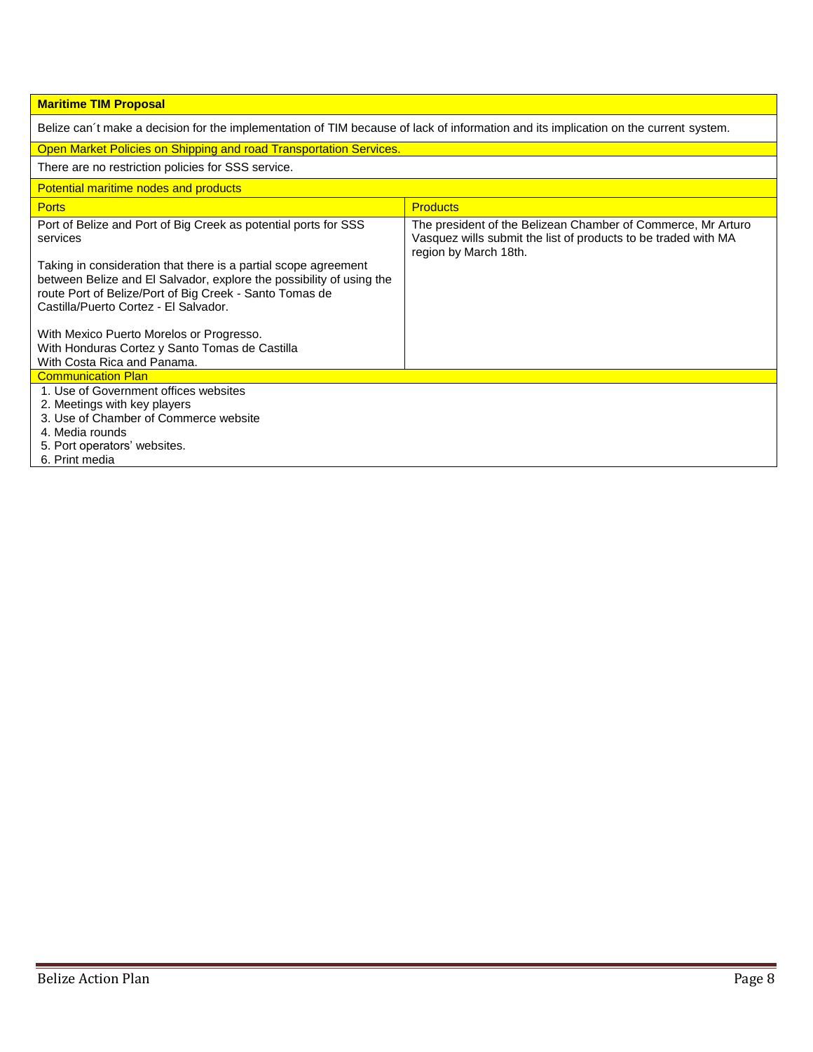**Maritime TIM Proposal**

Belize can´t make a decision for the implementation of TIM because of lack of information and its implication on the current system.

Open Market Policies on Shipping and road Transportation Services.

There are no restriction policies for SSS service.

Potential maritime nodes and products

| Ports | Products |
|---|---|
| Port of Belize and Port of Big Creek as potential ports for SSS services<br><br>Taking in consideration that there is a partial scope agreement between Belize and El Salvador, explore the possibility of using the route Port of Belize/Port of Big Creek - Santo Tomas de Castilla/Puerto Cortez - El Salvador.<br><br>With Mexico Puerto Morelos or Progresso.<br>With Honduras Cortez y Santo Tomas de Castilla<br>With Costa Rica and Panama. | The president of the Belizean Chamber of Commerce, Mr Arturo Vasquez wills submit the list of products to be traded with MA region by March 18th. |

Communication Plan

1. Use of Government offices websites
2. Meetings with key players
3. Use of Chamber of Commerce website
4. Media rounds
5. Port operators' websites.
6. Print media